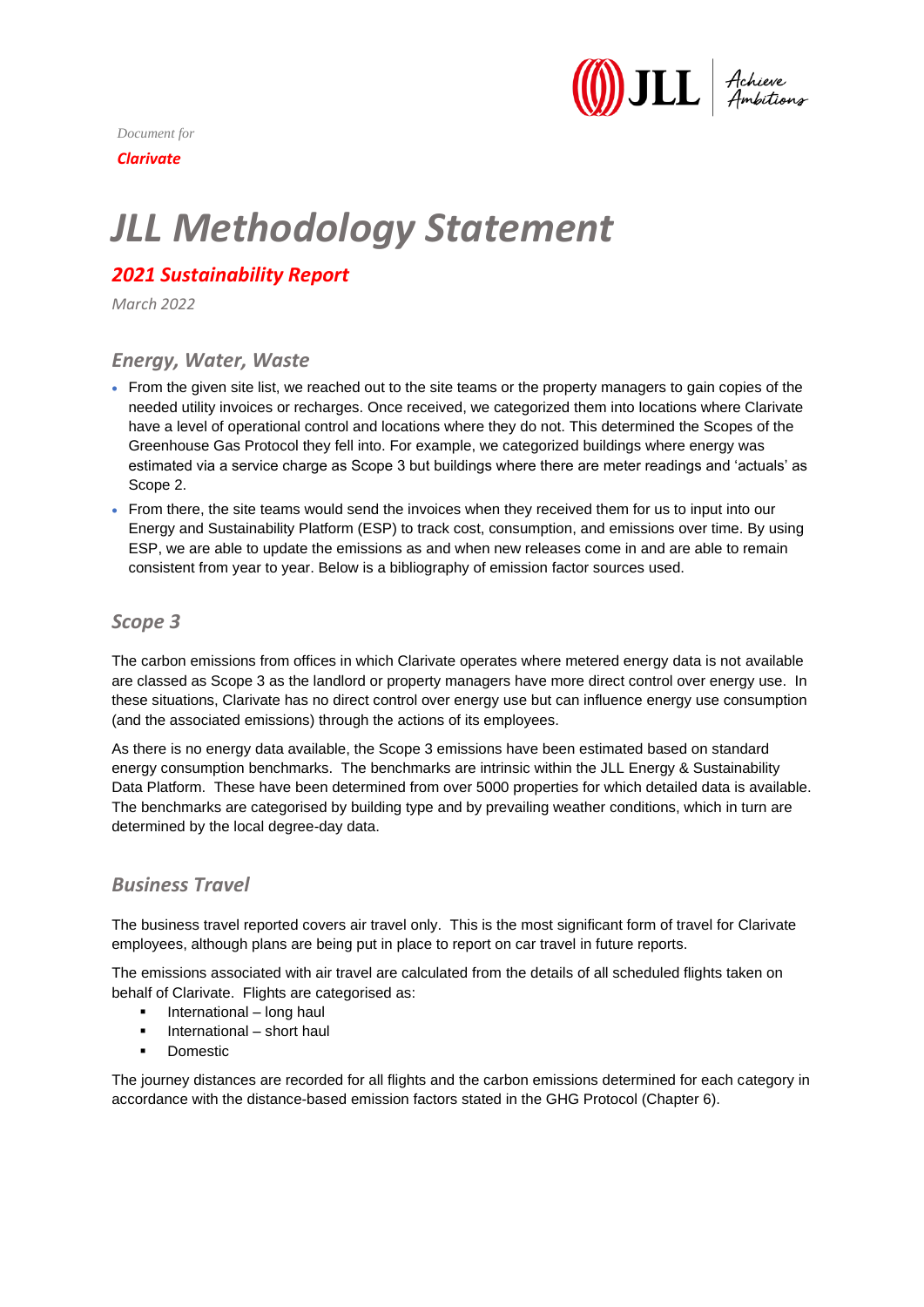*Document for*

***Clarivate***

# *JLL Methodology Statement*

## *2021 Sustainability Report*

*March 2022*

### *Energy, Water, Waste*

- From the given site list, we reached out to the site teams or the property managers to gain copies of the needed utility invoices or recharges. Once received, we categorized them into locations where Clarivate have a level of operational control and locations where they do not. This determined the Scopes of the Greenhouse Gas Protocol they fell into. For example, we categorized buildings where energy was estimated via a service charge as Scope 3 but buildings where there are meter readings and 'actuals' as Scope 2.
- From there, the site teams would send the invoices when they received them for us to input into our Energy and Sustainability Platform (ESP) to track cost, consumption, and emissions over time. By using ESP, we are able to update the emissions as and when new releases come in and are able to remain consistent from year to year. Below is a bibliography of emission factor sources used.

### *Scope 3*

The carbon emissions from offices in which Clarivate operates where metered energy data is not available are classed as Scope 3 as the landlord or property managers have more direct control over energy use. In these situations, Clarivate has no direct control over energy use but can influence energy use consumption (and the associated emissions) through the actions of its employees.

As there is no energy data available, the Scope 3 emissions have been estimated based on standard energy consumption benchmarks. The benchmarks are intrinsic within the JLL Energy & Sustainability Data Platform. These have been determined from over 5000 properties for which detailed data is available. The benchmarks are categorised by building type and by prevailing weather conditions, which in turn are determined by the local degree-day data.

### *Business Travel*

The business travel reported covers air travel only. This is the most significant form of travel for Clarivate employees, although plans are being put in place to report on car travel in future reports.

The emissions associated with air travel are calculated from the details of all scheduled flights taken on behalf of Clarivate. Flights are categorised as:

- International – long haul
- International – short haul
- Domestic

The journey distances are recorded for all flights and the carbon emissions determined for each category in accordance with the distance-based emission factors stated in the GHG Protocol (Chapter 6).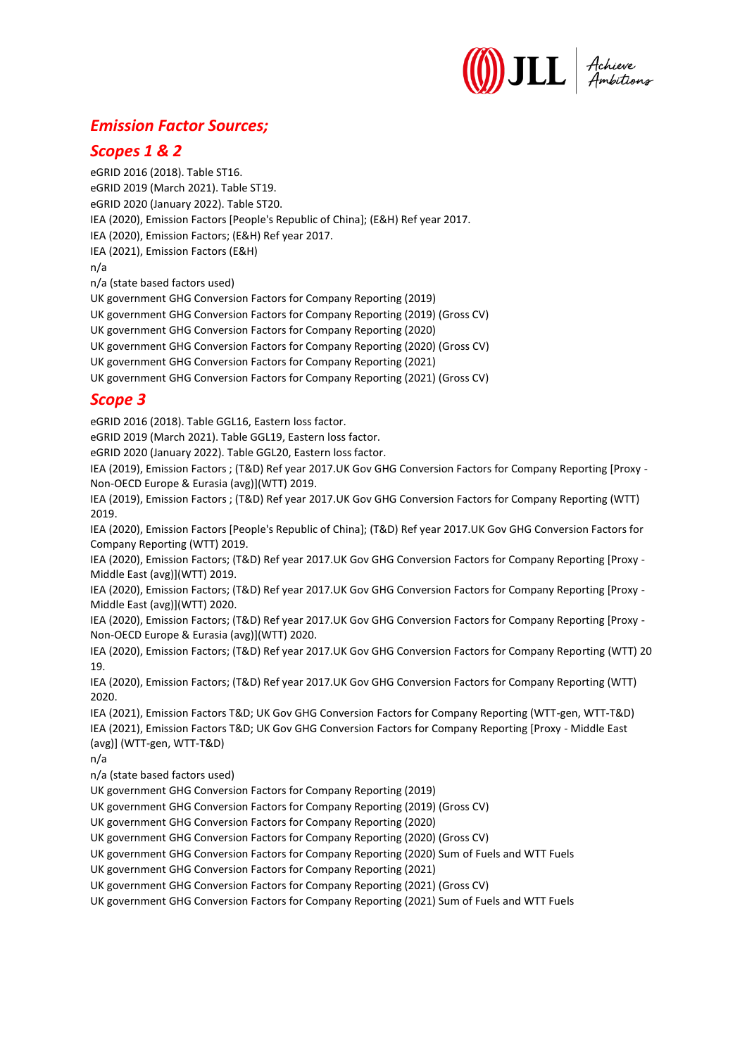## *Emission Factor Sources;*

## *Scopes 1 & 2*

eGRID 2016 (2018). Table ST16.
eGRID 2019 (March 2021). Table ST19.
eGRID 2020 (January 2022). Table ST20.
IEA (2020), Emission Factors [People's Republic of China]; (E&H) Ref year 2017.
IEA (2020), Emission Factors; (E&H) Ref year 2017.
IEA (2021), Emission Factors (E&H)
n/a
n/a (state based factors used)
UK government GHG Conversion Factors for Company Reporting (2019)
UK government GHG Conversion Factors for Company Reporting (2019) (Gross CV)
UK government GHG Conversion Factors for Company Reporting (2020)
UK government GHG Conversion Factors for Company Reporting (2020) (Gross CV)
UK government GHG Conversion Factors for Company Reporting (2021)
UK government GHG Conversion Factors for Company Reporting (2021) (Gross CV)

## *Scope 3*

eGRID 2016 (2018). Table GGL16, Eastern loss factor.
eGRID 2019 (March 2021). Table GGL19, Eastern loss factor.
eGRID 2020 (January 2022). Table GGL20, Eastern loss factor.
IEA (2019), Emission Factors ; (T&D) Ref year 2017.UK Gov GHG Conversion Factors for Company Reporting [Proxy - Non-OECD Europe & Eurasia (avg)](WTT) 2019.
IEA (2019), Emission Factors ; (T&D) Ref year 2017.UK Gov GHG Conversion Factors for Company Reporting (WTT) 2019.
IEA (2020), Emission Factors [People's Republic of China]; (T&D) Ref year 2017.UK Gov GHG Conversion Factors for Company Reporting (WTT) 2019.
IEA (2020), Emission Factors; (T&D) Ref year 2017.UK Gov GHG Conversion Factors for Company Reporting [Proxy - Middle East (avg)](WTT) 2019.
IEA (2020), Emission Factors; (T&D) Ref year 2017.UK Gov GHG Conversion Factors for Company Reporting [Proxy - Middle East (avg)](WTT) 2020.
IEA (2020), Emission Factors; (T&D) Ref year 2017.UK Gov GHG Conversion Factors for Company Reporting [Proxy - Non-OECD Europe & Eurasia (avg)](WTT) 2020.
IEA (2020), Emission Factors; (T&D) Ref year 2017.UK Gov GHG Conversion Factors for Company Reporting (WTT) 20 19.
IEA (2020), Emission Factors; (T&D) Ref year 2017.UK Gov GHG Conversion Factors for Company Reporting (WTT) 2020.
IEA (2021), Emission Factors T&D; UK Gov GHG Conversion Factors for Company Reporting (WTT-gen, WTT-T&D)
IEA (2021), Emission Factors T&D; UK Gov GHG Conversion Factors for Company Reporting [Proxy - Middle East (avg)] (WTT-gen, WTT-T&D)
n/a
n/a (state based factors used)
UK government GHG Conversion Factors for Company Reporting (2019)
UK government GHG Conversion Factors for Company Reporting (2019) (Gross CV)
UK government GHG Conversion Factors for Company Reporting (2020)
UK government GHG Conversion Factors for Company Reporting (2020) (Gross CV)
UK government GHG Conversion Factors for Company Reporting (2020) Sum of Fuels and WTT Fuels
UK government GHG Conversion Factors for Company Reporting (2021)
UK government GHG Conversion Factors for Company Reporting (2021) (Gross CV)
UK government GHG Conversion Factors for Company Reporting (2021) Sum of Fuels and WTT Fuels